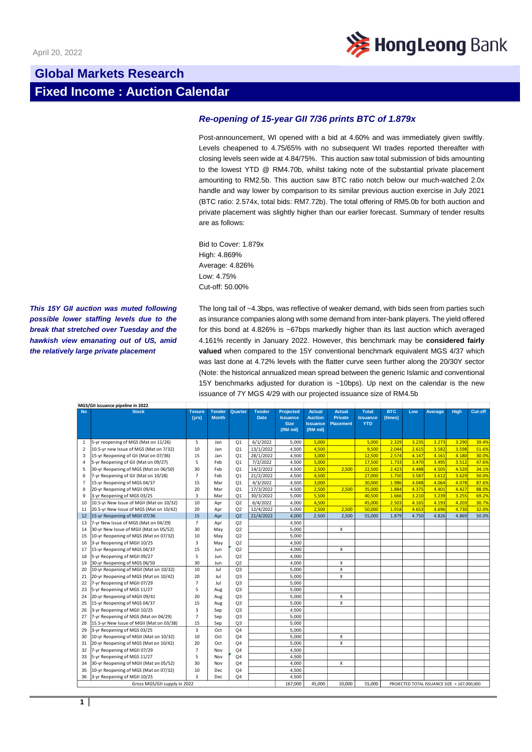April 20, 2022

Hong Leong Bank

# Global Markets Research

## Fixed Income : Auction Calendar

### *Re-opening of 15-year GII 7/36 prints BTC of 1.879x*

Post-announcement, WI opened with a bid at 4.60% and was immediately given swiftly. Levels cheapened to 4.75/65% with no subsequent WI trades reported thereafter with closing levels seen wide at 4.84/75%. This auction saw total submission of bids amounting to the lowest YTD @ RM4.70b, whilst taking note of the substantial private placement amounting to RM2.5b. This auction saw BTC ratio notch below our much-watched 2.0x handle and way lower by comparison to its similar previous auction exercise in July 2021 (BTC ratio: 2.574x, total bids: RM7.72b). The total offering of RM5.0b for both auction and private placement was slightly higher than our earlier forecast. Summary of tender results are as follows:

Bid to Cover: 1.879x
High: 4.869%
Average: 4.826%
Low: 4.75%
Cut-off: 50.00%

***This 15Y GII auction was muted following possible lower staffing levels due to the break that stretched over Tuesday and the hawkish view emanating out of US, amid the relatively large private placement***

The long tail of ~4.3bps, was reflective of weaker demand, with bids seen from parties such as insurance companies along with some demand from inter-bank players. The yield offered for this bond at 4.826% is ~67bps markedly higher than its last auction which averaged 4.161% recently in January 2022. However, this benchmark may be **considered fairly valued** when compared to the 15Y conventional benchmark equivalent MGS 4/37 which was last done at 4.72% levels with the flatter curve seen further along the 20/30Y sector (Note: the historical annualized mean spread between the generic Islamic and conventional 15Y benchmarks adjusted for duration is ~10bps). Up next on the calendar is the new issuance of 7Y MGS 4/29 with our projected issuance size of RM4.5b

**MGS/GII issuance pipeline in 2022**

| No | Stock | Tenure (yrs) | Tender Month | Quarter | Tender Date | Projected Issuance Size (RM mil) | Actual Auction Issuance (RM mil) | Actual Private Placement | Total Issuance YTD | BTC (times) | Low | Average | High | Cut-off |
|---|---|---|---|---|---|---|---|---|---|---|---|---|---|---|
| 1 | 5-yr reopening of MGS (Mat on 11/26) | 5 | Jan | Q1 | 6/1/2022 | 5,000 | 5,000 | | 5,000 | 2.329 | 3.235 | 3.273 | 3.290 | 39.4% |
| 2 | 10.5-yr new Issue of MGS (Mat on 7/32) | 10 | Jan | Q1 | 13/1/2022 | 4,500 | 4,500 | | 9,500 | 2.044 | 2.615 | 3.582 | 3.598 | 51.6% |
| 3 | 15-yr Reopening of GII (Mat on 07/36) | 15 | Jan | Q1 | 28/1/2022 | 4,500 | 3,000 | | 12,500 | 2.574 | 4.147 | 4.161 | 4.180 | 30.0% |
| 4 | 5-yr Reopening of GII (Mat on 09/27) | 5 | Feb | Q1 | 7/2/2022 | 4,500 | 5,000 | | 17,500 | 1.733 | 3.470 | 3.495 | 3.512 | 47.6% |
| 5 | 30-yr Reopening of MGS (Mat on 06/50) | 30 | Feb | Q1 | 14/2/2022 | 4,500 | 2,500 | 2,500 | 22,500 | 2.423 | 4.488 | 4.505 | 4.520 | 34.1% |
| 6 | 7-yr Reopening of GII (Mat on 10/28) | 7 | Feb | Q1 | 21/2/2022 | 4,500 | 4,500 | | 27,000 | 1.750 | 3.587 | 3.612 | 3.629 | 50.0% |
| 7 | 15-yr Reopening of MGS 04/37 | 15 | Mar | Q1 | 4/3/2022 | 4,500 | 3,000 | | 30,000 | 1.986 | 4.048 | 4.064 | 4.078 | 87.6% |
| 8 | 20-yr Reopening of MGII 09/41 | 20 | Mar | Q1 | 17/3/2022 | 4,500 | 2,500 | 2,500 | 35,000 | 1.884 | 4.375 | 4.401 | 4.427 | 88.0% |
| 9 | 3-yr Reopening of MGS 03/25 | 3 | Mar | Q1 | 30/3/2022 | 5,000 | 5,500 | | 40,500 | 1.666 | 3.210 | 3.239 | 3.255 | 69.2% |
| 10 | 10.5-yr New Issue of MGII (Mat on 10/32) | 10 | Apr | Q2 | 6/4/2022 | 4,000 | 4,500 | | 45,000 | 2.503 | 4.165 | 4.193 | 4.203 | 30.7% |
| 11 | 20.5-yr New Issue of MGS (Mat on 10/42) | 20 | Apr | Q2 | 12/4/2022 | 5,000 | 2,500 | 2,500 | 50,000 | 1.918 | 4.653 | 4.696 | 4.730 | 32.0% |
| 12 | 15-yr Reopening of MGII 07/36 | 15 | Apr | Q2 | 21/4/2022 | 4,000 | 2,500 | 2,500 | 55,000 | 1.879 | 4.750 | 4.826 | 4.869 | 50.0% |
| 13 | 7-yr New Issue of MGS (Mat on 04/29) | 7 | Apr | Q2 | | 4,500 | | | | | | | | |
| 14 | 30-yr New Issue of MGII (Mat on 05/52) | 30 | May | Q2 | | 5,000 | | X | | | | | | |
| 15 | 10-yr Reopening of MGS (Mat on 07/32) | 10 | May | Q2 | | 5,000 | | | | | | | | |
| 16 | 3-yr Reopening of MGII 10/25 | 3 | May | Q2 | | 4,500 | | | | | | | | |
| 17 | 15-yr Reopening of MGS 04/37 | 15 | Jun | Q2 | | 4,000 | | X | | | | | | |
| 18 | 5-yr Reopening of MGII 09/27 | 5 | Jun | Q2 | | 4,000 | | | | | | | | |
| 19 | 30-yr Reopening of MGS 06/50 | 30 | Jun | Q2 | | 4,000 | | X | | | | | | |
| 20 | 10-yr Reopening of MGII (Mat on 10/32) | 10 | Jul | Q3 | | 5,000 | | X | | | | | | |
| 21 | 20-yr Reopening of MGS (Mat on 10/42) | 20 | Jul | Q3 | | 5,000 | | X | | | | | | |
| 22 | 7-yr Reopening of MGII 07/29 | 7 | Jul | Q3 | | 5,000 | | | | | | | | |
| 23 | 5-yr Reopening of MGS 11/27 | 5 | Aug | Q3 | | 5,000 | | | | | | | | |
| 24 | 20-yr Reopening of MGII 09/41 | 20 | Aug | Q3 | | 5,000 | | X | | | | | | |
| 25 | 15-yr Reopening of MGS 04/37 | 15 | Aug | Q3 | | 5,000 | | X | | | | | | |
| 26 | 3-yr Reopening of MGII 10/25 | 3 | Sep | Q3 | | 4,500 | | | | | | | | |
| 27 | 7-yr Reopening of MGS (Mat on 04/29) | 7 | Sep | Q3 | | 5,000 | | | | | | | | |
| 28 | 15.5-yr New Issue of MGII (Mat on 03/38) | 15 | Sep | Q3 | | 5,000 | | | | | | | | |
| 29 | 3-yr Reopening of MGS 03/25 | 3 | Oct | Q4 | | 5,000 | | | | | | | | |
| 30 | 10-yr Reopening of MGII (Mat on 10/32) | 10 | Oct | Q4 | | 5,000 | | X | | | | | | |
| 31 | 20-yr Reopening of MGS (Mat on 10/42) | 20 | Oct | Q4 | | 5,000 | | X | | | | | | |
| 32 | 7-yr Reopening of MGII 07/29 | 7 | Nov | Q4 | | 4,500 | | | | | | | | |
| 33 | 5-yr Reopening of MGS 11/27 | 5 | Nov | Q4 | | 4,500 | | | | | | | | |
| 34 | 30-yr Reopening of MGII (Mat on 05/52) | 30 | Nov | Q4 | | 4,000 | | X | | | | | | |
| 35 | 10-yr Reopening of MGS (Mat on 07/32) | 10 | Dec | Q4 | | 4,500 | | | | | | | | |
| 36 | 3-yr Reopening of MGII 10/25 | 3 | Dec | Q4 | | 4,500 | | | | | | | | |
| | Gross MGS/GII supply in 2022 | | | | | 167,000 | 45,000 | 10,000 | 55,000 | PROJECTED TOTAL ISSUANCE SIZE = 167,000,000 | | | | |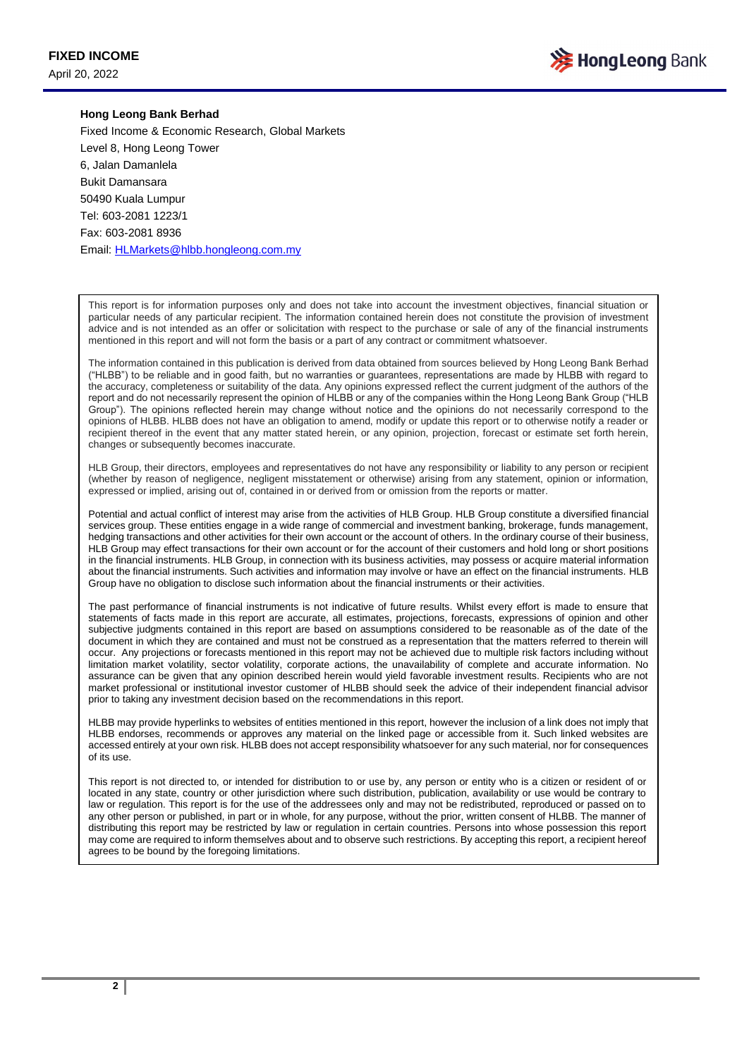**Hong Leong Bank Berhad**

Fixed Income & Economic Research, Global Markets
Level 8, Hong Leong Tower
6, Jalan Damanlela
Bukit Damansara
50490 Kuala Lumpur
Tel: 603-2081 1223/1
Fax: 603-2081 8936
Email: [HLMarkets@hlbb.hongleong.com.my](mailto:HLMarkets@hlbb.hongleong.com.my)

This report is for information purposes only and does not take into account the investment objectives, financial situation or particular needs of any particular recipient. The information contained herein does not constitute the provision of investment advice and is not intended as an offer or solicitation with respect to the purchase or sale of any of the financial instruments mentioned in this report and will not form the basis or a part of any contract or commitment whatsoever.

The information contained in this publication is derived from data obtained from sources believed by Hong Leong Bank Berhad ("HLBB") to be reliable and in good faith, but no warranties or guarantees, representations are made by HLBB with regard to the accuracy, completeness or suitability of the data. Any opinions expressed reflect the current judgment of the authors of the report and do not necessarily represent the opinion of HLBB or any of the companies within the Hong Leong Bank Group ("HLB Group"). The opinions reflected herein may change without notice and the opinions do not necessarily correspond to the opinions of HLBB. HLBB does not have an obligation to amend, modify or update this report or to otherwise notify a reader or recipient thereof in the event that any matter stated herein, or any opinion, projection, forecast or estimate set forth herein, changes or subsequently becomes inaccurate.

HLB Group, their directors, employees and representatives do not have any responsibility or liability to any person or recipient (whether by reason of negligence, negligent misstatement or otherwise) arising from any statement, opinion or information, expressed or implied, arising out of, contained in or derived from or omission from the reports or matter.

Potential and actual conflict of interest may arise from the activities of HLB Group. HLB Group constitute a diversified financial services group. These entities engage in a wide range of commercial and investment banking, brokerage, funds management, hedging transactions and other activities for their own account or the account of others. In the ordinary course of their business, HLB Group may effect transactions for their own account or for the account of their customers and hold long or short positions in the financial instruments. HLB Group, in connection with its business activities, may possess or acquire material information about the financial instruments. Such activities and information may involve or have an effect on the financial instruments. HLB Group have no obligation to disclose such information about the financial instruments or their activities.

The past performance of financial instruments is not indicative of future results. Whilst every effort is made to ensure that statements of facts made in this report are accurate, all estimates, projections, forecasts, expressions of opinion and other subjective judgments contained in this report are based on assumptions considered to be reasonable as of the date of the document in which they are contained and must not be construed as a representation that the matters referred to therein will occur. Any projections or forecasts mentioned in this report may not be achieved due to multiple risk factors including without limitation market volatility, sector volatility, corporate actions, the unavailability of complete and accurate information. No assurance can be given that any opinion described herein would yield favorable investment results. Recipients who are not market professional or institutional investor customer of HLBB should seek the advice of their independent financial advisor prior to taking any investment decision based on the recommendations in this report.

HLBB may provide hyperlinks to websites of entities mentioned in this report, however the inclusion of a link does not imply that HLBB endorses, recommends or approves any material on the linked page or accessible from it. Such linked websites are accessed entirely at your own risk. HLBB does not accept responsibility whatsoever for any such material, nor for consequences of its use.

This report is not directed to, or intended for distribution to or use by, any person or entity who is a citizen or resident of or located in any state, country or other jurisdiction where such distribution, publication, availability or use would be contrary to law or regulation. This report is for the use of the addressees only and may not be redistributed, reproduced or passed on to any other person or published, in part or in whole, for any purpose, without the prior, written consent of HLBB. The manner of distributing this report may be restricted by law or regulation in certain countries. Persons into whose possession this report may come are required to inform themselves about and to observe such restrictions. By accepting this report, a recipient hereof agrees to be bound by the foregoing limitations.